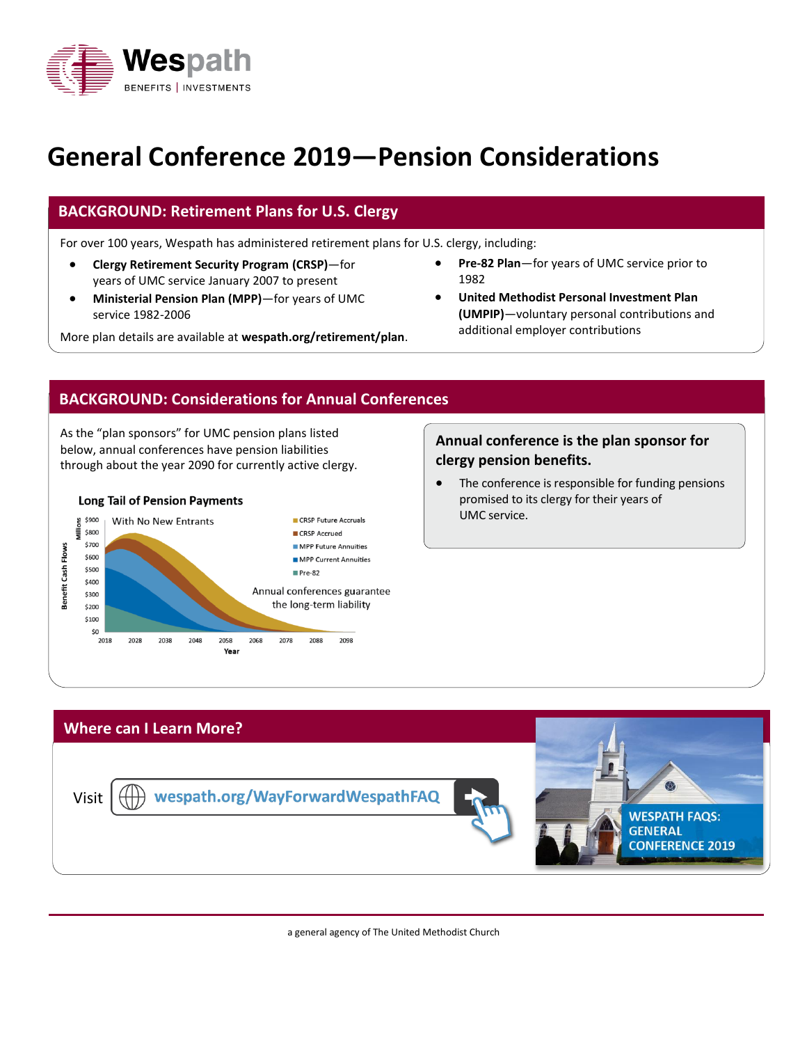# General Conference 2019—Pension Considerations

## BACKGROUND: Retirement Plans for U.S. Clergy

For over 100 years, Wespath has administered retirement plans for U.S. clergy, including:

- **Clergy Retirement Security Program (CRSP)**—for years of UMC service January 2007 to present
- **Ministerial Pension Plan (MPP)**—for years of UMC service 1982-2006
- **Pre-82 Plan**—for years of UMC service prior to 1982
- **United Methodist Personal Investment Plan (UMPIP)**—voluntary personal contributions and additional employer contributions

More plan details are available at **wespath.org/retirement/plan**.

## BACKGROUND: Considerations for Annual Conferences

As the "plan sponsors" for UMC pension plans listed below, annual conferences have pension liabilities through about the year 2090 for currently active clergy.

**Long Tail of Pension Payments**

With No New Entrants

Benefit Cash Flows (Millions): $0, $100, $200, $300, $400, $500, $600, $700, $800, $900

Year: 2018, 2028, 2038, 2048, 2058, 2068, 2078, 2088, 2098

Legend: CRSP Future Accruals; CRSP Accrued; MPP Future Annuities; MPP Current Annuities; Pre-82

Annual conferences guarantee the long-term liability

**Annual conference is the plan sponsor for clergy pension benefits.**

- The conference is responsible for funding pensions promised to its clergy for their years of UMC service.

## Where can I Learn More?

Visit **wespath.org/WayForwardWespathFAQ**

WESPATH FAQS: GENERAL CONFERENCE 2019

a general agency of The United Methodist Church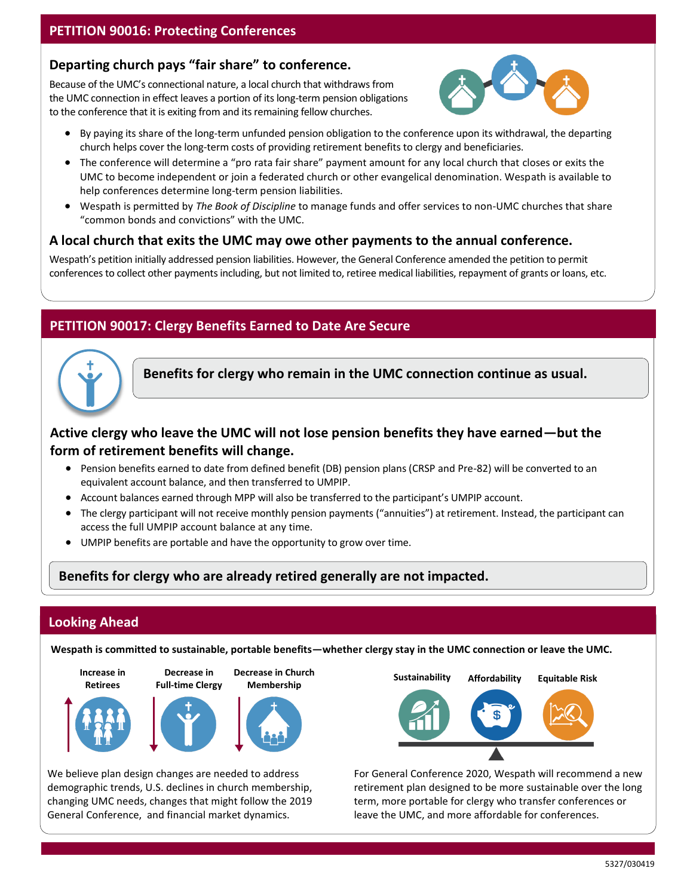## PETITION 90016: Protecting Conferences

### Departing church pays "fair share" to conference.

Because of the UMC's connectional nature, a local church that withdraws from the UMC connection in effect leaves a portion of its long-term pension obligations to the conference that it is exiting from and its remaining fellow churches.

- By paying its share of the long-term unfunded pension obligation to the conference upon its withdrawal, the departing church helps cover the long-term costs of providing retirement benefits to clergy and beneficiaries.
- The conference will determine a "pro rata fair share" payment amount for any local church that closes or exits the UMC to become independent or join a federated church or other evangelical denomination. Wespath is available to help conferences determine long-term pension liabilities.
- Wespath is permitted by *The Book of Discipline* to manage funds and offer services to non-UMC churches that share "common bonds and convictions" with the UMC.

### A local church that exits the UMC may owe other payments to the annual conference.

Wespath's petition initially addressed pension liabilities. However, the General Conference amended the petition to permit conferences to collect other payments including, but not limited to, retiree medical liabilities, repayment of grants or loans, etc.

## PETITION 90017: Clergy Benefits Earned to Date Are Secure

**Benefits for clergy who remain in the UMC connection continue as usual.**

### Active clergy who leave the UMC will not lose pension benefits they have earned—but the form of retirement benefits will change.

- Pension benefits earned to date from defined benefit (DB) pension plans (CRSP and Pre-82) will be converted to an equivalent account balance, and then transferred to UMPIP.
- Account balances earned through MPP will also be transferred to the participant's UMPIP account.
- The clergy participant will not receive monthly pension payments ("annuities") at retirement. Instead, the participant can access the full UMPIP account balance at any time.
- UMPIP benefits are portable and have the opportunity to grow over time.

**Benefits for clergy who are already retired generally are not impacted.**

## Looking Ahead

**Wespath is committed to sustainable, portable benefits—whether clergy stay in the UMC connection or leave the UMC.**

Increase in Retirees

Decrease in Full-time Clergy

Decrease in Church Membership

We believe plan design changes are needed to address demographic trends, U.S. declines in church membership, changing UMC needs, changes that might follow the 2019 General Conference, and financial market dynamics.

Sustainability

Affordability

Equitable Risk

For General Conference 2020, Wespath will recommend a new retirement plan designed to be more sustainable over the long term, more portable for clergy who transfer conferences or leave the UMC, and more affordable for conferences.

5327/030419